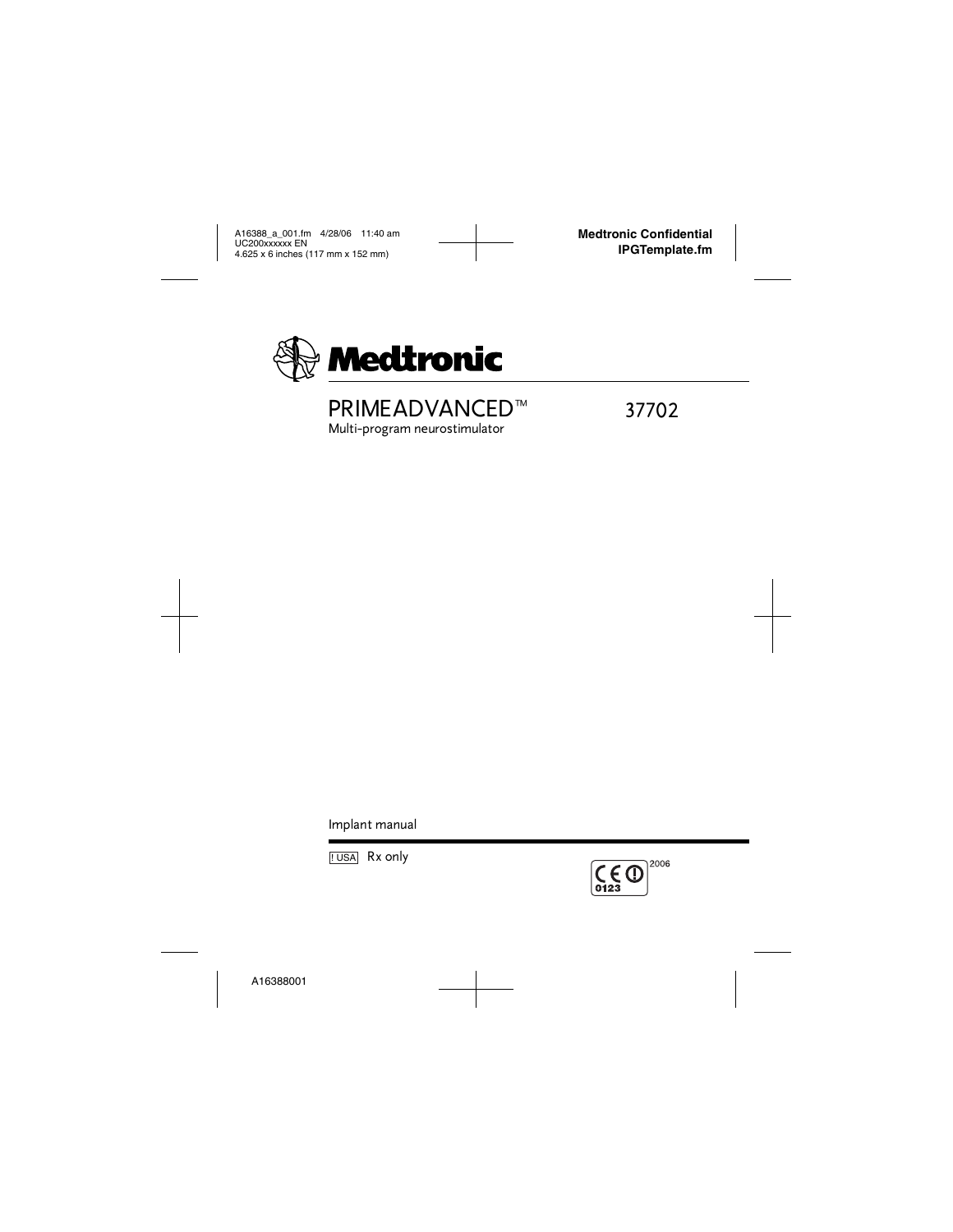A16388_a_001.fm 4/28/06 11:40 am
UC200xxxxxx EN
4.625 x 6 inches (117 mm x 152 mm)

**Medtronic Confidential**
**IPGTemplate.fm**

**Medtronic**

# PRIMEADVANCED™ 37702

Multi-program neurostimulator

Implant manual

! USA Rx only

CE 0123 2006

A16388001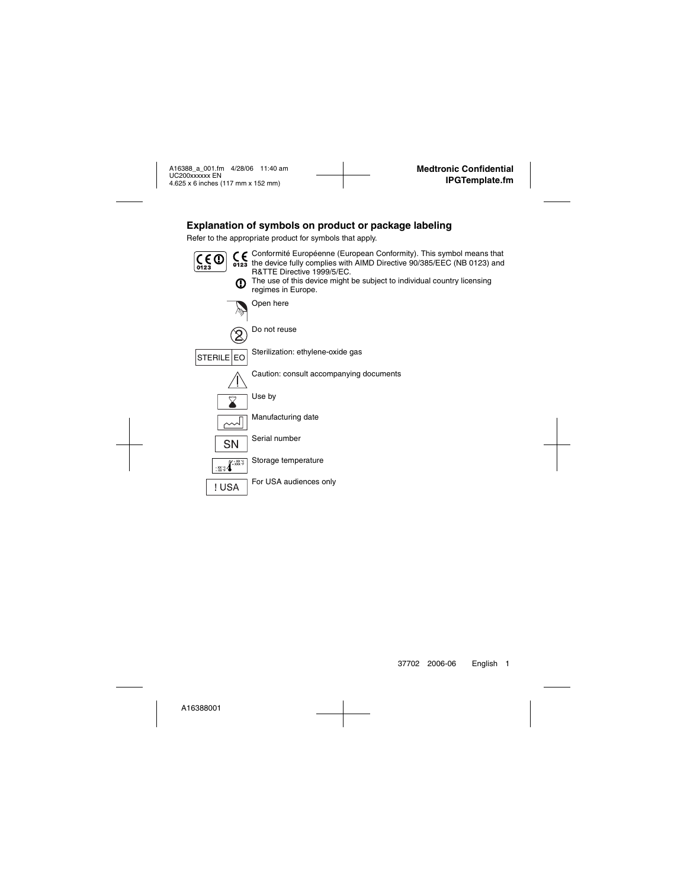## Explanation of symbols on product or package labeling

Refer to the appropriate product for symbols that apply.

| Symbol | Explanation |
|---|---|
| CE 0123 | Conformité Européenne (European Conformity). This symbol means that the device fully complies with AIMD Directive 90/385/EEC (NB 0123) and R&TTE Directive 1999/5/EC. |
| ! | The use of this device might be subject to individual country licensing regimes in Europe. |
| | Open here |
| | Do not reuse |
| STERILE EO | Sterilization: ethylene-oxide gas |
| | Caution: consult accompanying documents |
| | Use by |
| | Manufacturing date |
| SN | Serial number |
| | Storage temperature |
| ! USA | For USA audiences only |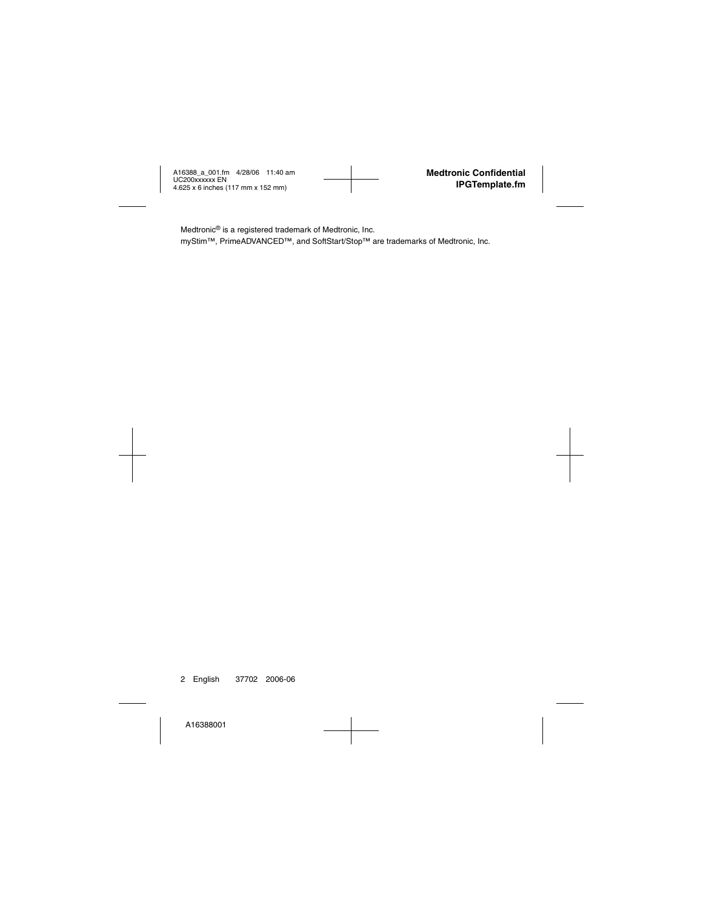Medtronic® is a registered trademark of Medtronic, Inc.

myStim™, PrimeADVANCED™, and SoftStart/Stop™ are trademarks of Medtronic, Inc.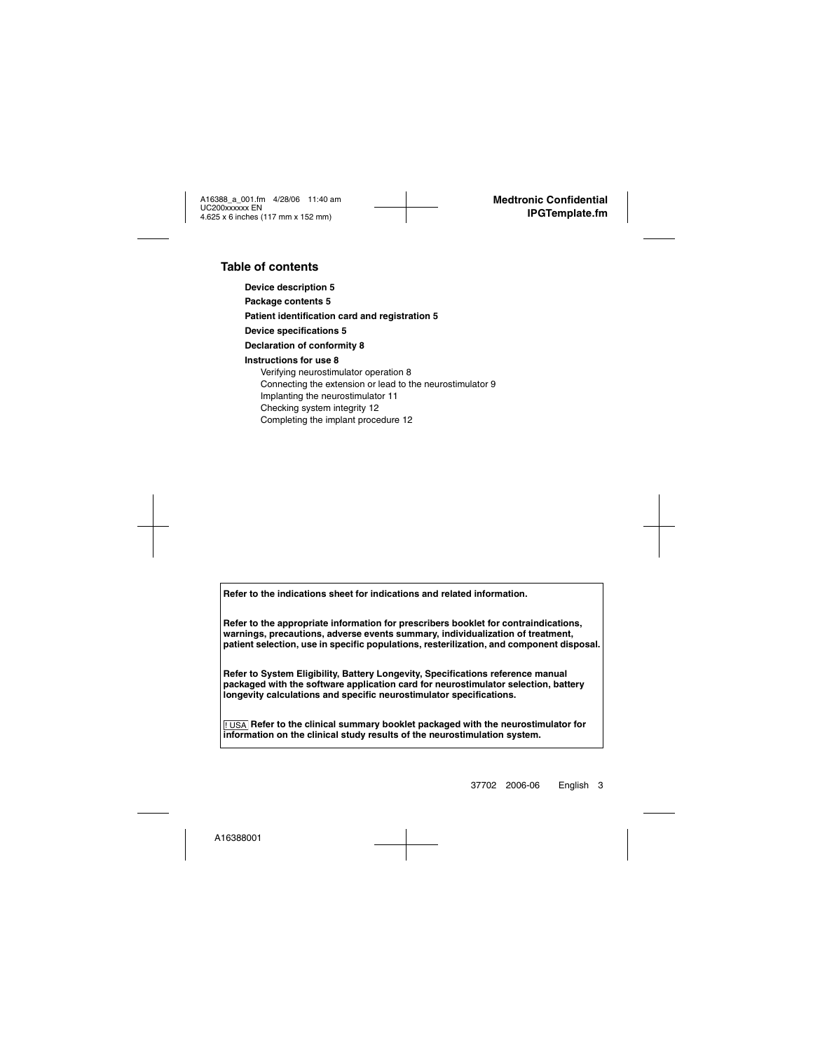## Table of contents

**Device description 5**

**Package contents 5**

**Patient identification card and registration 5**

**Device specifications 5**

**Declaration of conformity 8**

**Instructions for use 8**

- Verifying neurostimulator operation 8
- Connecting the extension or lead to the neurostimulator 9
- Implanting the neurostimulator 11
- Checking system integrity 12
- Completing the implant procedure 12

**Refer to the indications sheet for indications and related information.**

**Refer to the appropriate information for prescribers booklet for contraindications, warnings, precautions, adverse events summary, individualization of treatment, patient selection, use in specific populations, resterilization, and component disposal.**

**Refer to System Eligibility, Battery Longevity, Specifications reference manual packaged with the software application card for neurostimulator selection, battery longevity calculations and specific neurostimulator specifications.**

! USA **Refer to the clinical summary booklet packaged with the neurostimulator for information on the clinical study results of the neurostimulation system.**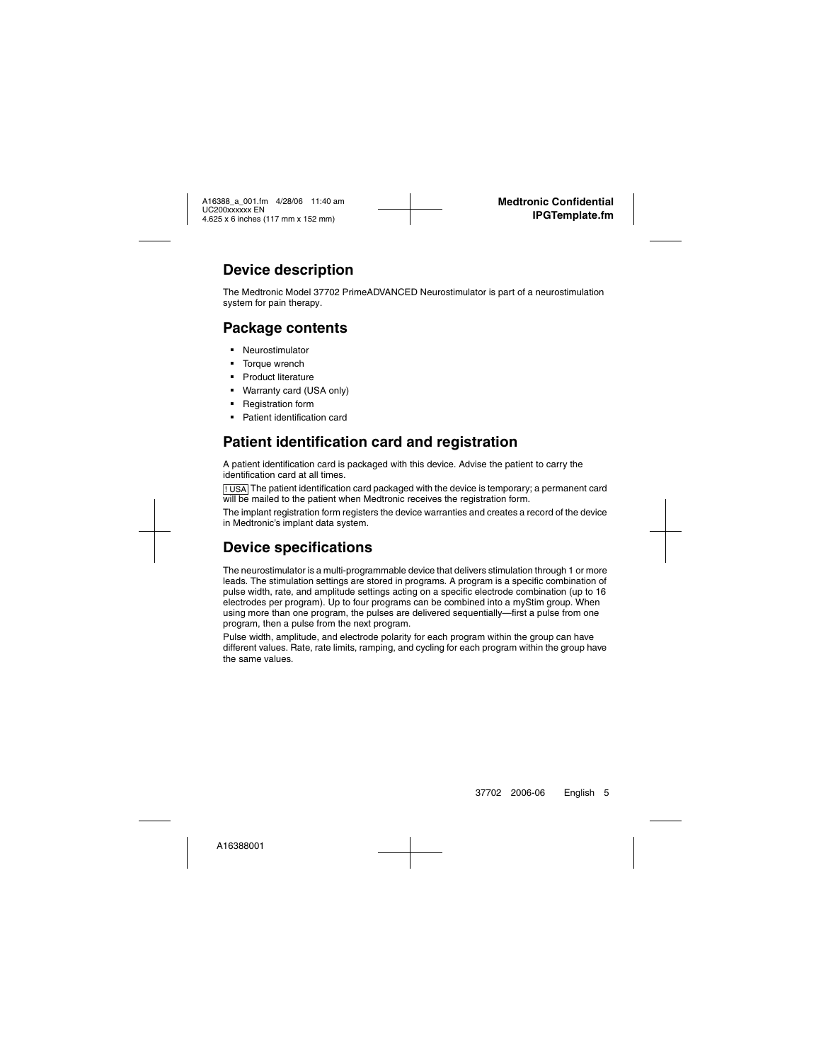## Device description

The Medtronic Model 37702 PrimeADVANCED Neurostimulator is part of a neurostimulation system for pain therapy.

## Package contents

- Neurostimulator
- Torque wrench
- Product literature
- Warranty card (USA only)
- Registration form
- Patient identification card

## Patient identification card and registration

A patient identification card is packaged with this device. Advise the patient to carry the identification card at all times.

! USA The patient identification card packaged with the device is temporary; a permanent card will be mailed to the patient when Medtronic receives the registration form.

The implant registration form registers the device warranties and creates a record of the device in Medtronic's implant data system.

## Device specifications

The neurostimulator is a multi-programmable device that delivers stimulation through 1 or more leads. The stimulation settings are stored in programs. A program is a specific combination of pulse width, rate, and amplitude settings acting on a specific electrode combination (up to 16 electrodes per program). Up to four programs can be combined into a myStim group. When using more than one program, the pulses are delivered sequentially—first a pulse from one program, then a pulse from the next program.

Pulse width, amplitude, and electrode polarity for each program within the group can have different values. Rate, rate limits, ramping, and cycling for each program within the group have the same values.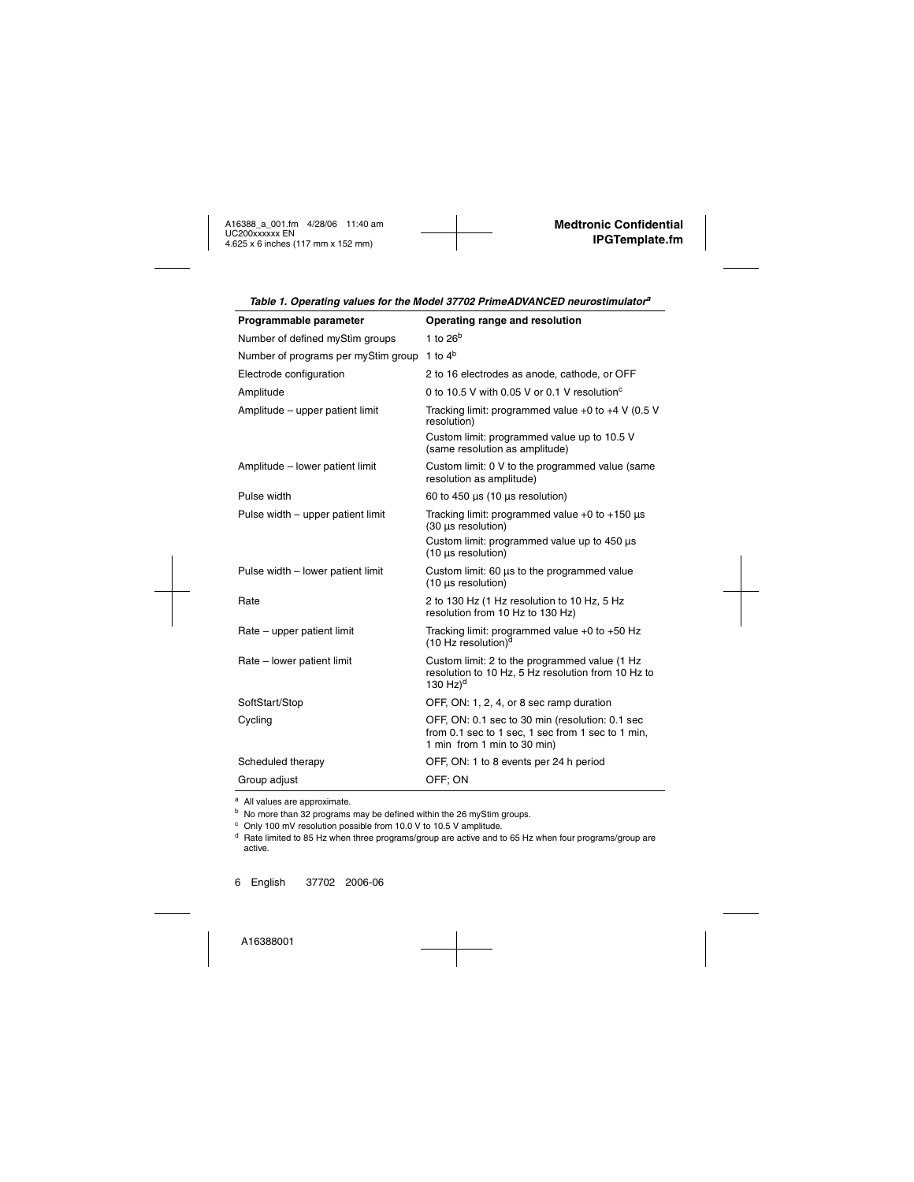*Table 1. Operating values for the Model 37702 PrimeADVANCED neurostimulator*[a]

| Programmable parameter | Operating range and resolution |
|---|---|
| Number of defined myStim groups | 1 to 26[b] |
| Number of programs per myStim group | 1 to 4[b] |
| Electrode configuration | 2 to 16 electrodes as anode, cathode, or OFF |
| Amplitude | 0 to 10.5 V with 0.05 V or 0.1 V resolution[c] |
| Amplitude – upper patient limit | Tracking limit: programmed value +0 to +4 V (0.5 V resolution)<br>Custom limit: programmed value up to 10.5 V (same resolution as amplitude) |
| Amplitude – lower patient limit | Custom limit: 0 V to the programmed value (same resolution as amplitude) |
| Pulse width | 60 to 450 µs (10 µs resolution) |
| Pulse width – upper patient limit | Tracking limit: programmed value +0 to +150 µs (30 µs resolution)<br>Custom limit: programmed value up to 450 µs (10 µs resolution) |
| Pulse width – lower patient limit | Custom limit: 60 µs to the programmed value (10 µs resolution) |
| Rate | 2 to 130 Hz (1 Hz resolution to 10 Hz, 5 Hz resolution from 10 Hz to 130 Hz) |
| Rate – upper patient limit | Tracking limit: programmed value +0 to +50 Hz (10 Hz resolution)[d] |
| Rate – lower patient limit | Custom limit: 2 to the programmed value (1 Hz resolution to 10 Hz, 5 Hz resolution from 10 Hz to 130 Hz)[d] |
| SoftStart/Stop | OFF, ON: 1, 2, 4, or 8 sec ramp duration |
| Cycling | OFF, ON: 0.1 sec to 30 min (resolution: 0.1 sec from 0.1 sec to 1 sec, 1 sec from 1 sec to 1 min, 1 min from 1 min to 30 min) |
| Scheduled therapy | OFF, ON: 1 to 8 events per 24 h period |
| Group adjust | OFF; ON |

[a] All values are approximate.
[b] No more than 32 programs may be defined within the 26 myStim groups.
[c] Only 100 mV resolution possible from 10.0 V to 10.5 V amplitude.
[d] Rate limited to 85 Hz when three programs/group are active and to 65 Hz when four programs/group are active.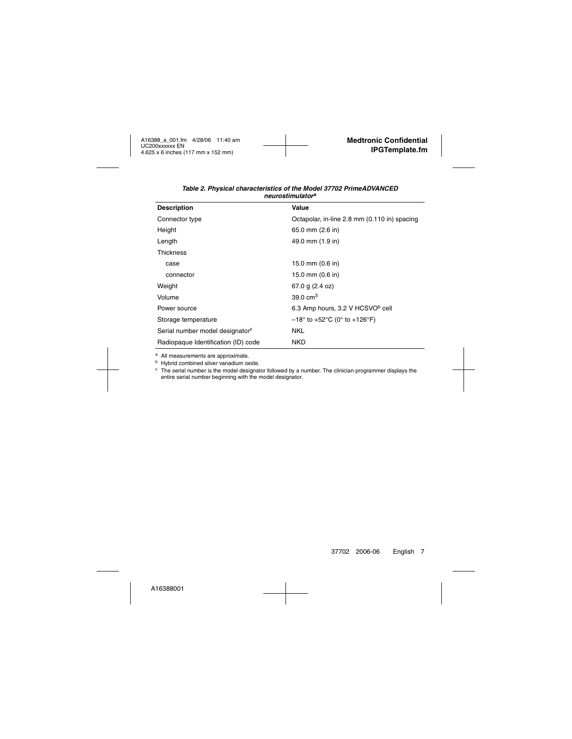***Table 2. Physical characteristics of the Model 37702 PrimeADVANCED neurostimulator***[a]

| Description | Value |
|---|---|
| Connector type | Octapolar, in-line 2.8 mm (0.110 in) spacing |
| Height | 65.0 mm (2.6 in) |
| Length | 49.0 mm (1.9 in) |
| Thickness | |
| case | 15.0 mm (0.6 in) |
| connector | 15.0 mm (0.6 in) |
| Weight | 67.0 g (2.4 oz) |
| Volume | 39.0 $cm^3$ |
| Power source | 6.3 Amp hours, 3.2 V HCSVO[b] cell |
| Storage temperature | –18° to +52°C (0° to +126°F) |
| Serial number model designator[c] | NKL |
| Radiopaque Identification (ID) code | NKD |

[a] All measurements are approximate.
[b] Hybrid combined silver vanadium oxide.
[c] The serial number is the model designator followed by a number. The clinician programmer displays the entire serial number beginning with the model designator.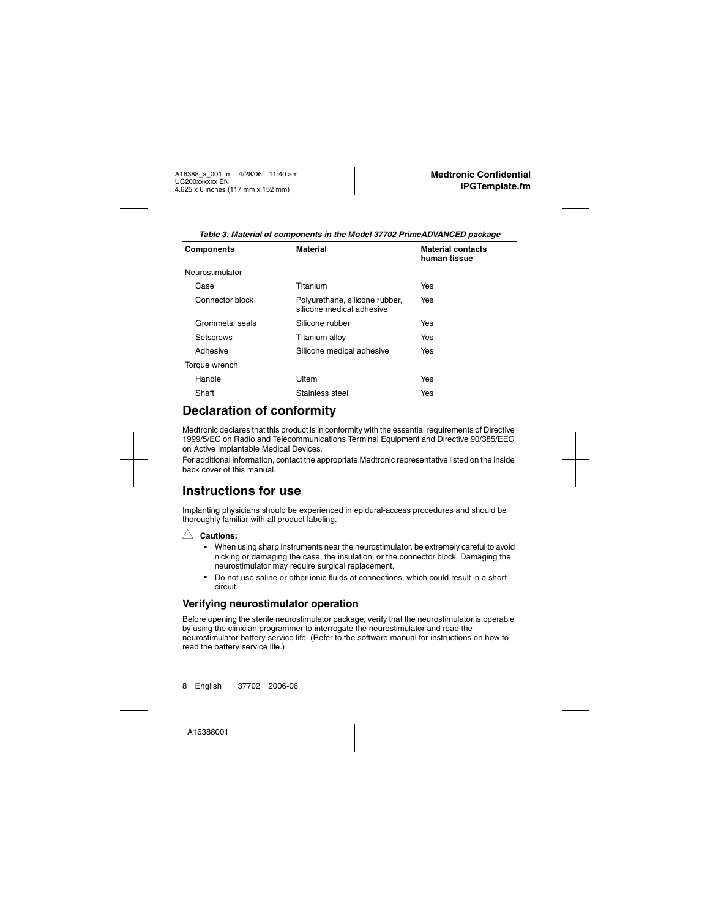*Table 3. Material of components in the Model 37702 PrimeADVANCED package*

| Components | Material | Material contacts human tissue |
|---|---|---|
| Neurostimulator | | |
| Case | Titanium | Yes |
| Connector block | Polyurethane, silicone rubber, silicone medical adhesive | Yes |
| Grommets, seals | Silicone rubber | Yes |
| Setscrews | Titanium alloy | Yes |
| Adhesive | Silicone medical adhesive | Yes |
| Torque wrench | | |
| Handle | Ultem | Yes |
| Shaft | Stainless steel | Yes |

## Declaration of conformity

Medtronic declares that this product is in conformity with the essential requirements of Directive 1999/5/EC on Radio and Telecommunications Terminal Equipment and Directive 90/385/EEC on Active Implantable Medical Devices.

For additional information, contact the appropriate Medtronic representative listed on the inside back cover of this manual.

## Instructions for use

Implanting physicians should be experienced in epidural-access procedures and should be thoroughly familiar with all product labeling.

△ **Cautions:**

- When using sharp instruments near the neurostimulator, be extremely careful to avoid nicking or damaging the case, the insulation, or the connector block. Damaging the neurostimulator may require surgical replacement.
- Do not use saline or other ionic fluids at connections, which could result in a short circuit.

### Verifying neurostimulator operation

Before opening the sterile neurostimulator package, verify that the neurostimulator is operable by using the clinician programmer to interrogate the neurostimulator and read the neurostimulator battery service life. (Refer to the software manual for instructions on how to read the battery service life.)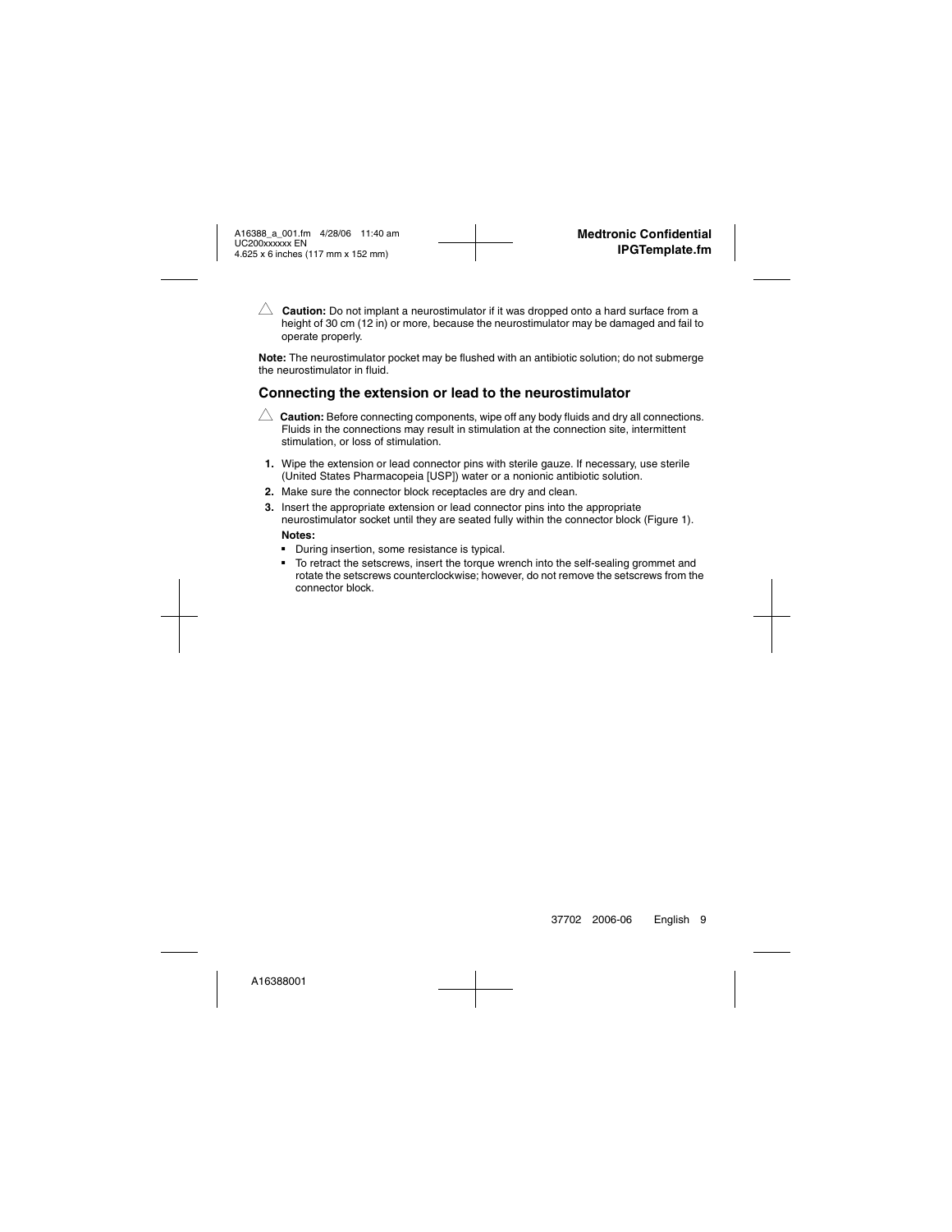△ **Caution:** Do not implant a neurostimulator if it was dropped onto a hard surface from a height of 30 cm (12 in) or more, because the neurostimulator may be damaged and fail to operate properly.

**Note:** The neurostimulator pocket may be flushed with an antibiotic solution; do not submerge the neurostimulator in fluid.

## Connecting the extension or lead to the neurostimulator

△ **Caution:** Before connecting components, wipe off any body fluids and dry all connections. Fluids in the connections may result in stimulation at the connection site, intermittent stimulation, or loss of stimulation.

1. Wipe the extension or lead connector pins with sterile gauze. If necessary, use sterile (United States Pharmacopeia [USP]) water or a nonionic antibiotic solution.
2. Make sure the connector block receptacles are dry and clean.
3. Insert the appropriate extension or lead connector pins into the appropriate neurostimulator socket until they are seated fully within the connector block (Figure 1).

   **Notes:**

   - During insertion, some resistance is typical.
   - To retract the setscrews, insert the torque wrench into the self-sealing grommet and rotate the setscrews counterclockwise; however, do not remove the setscrews from the connector block.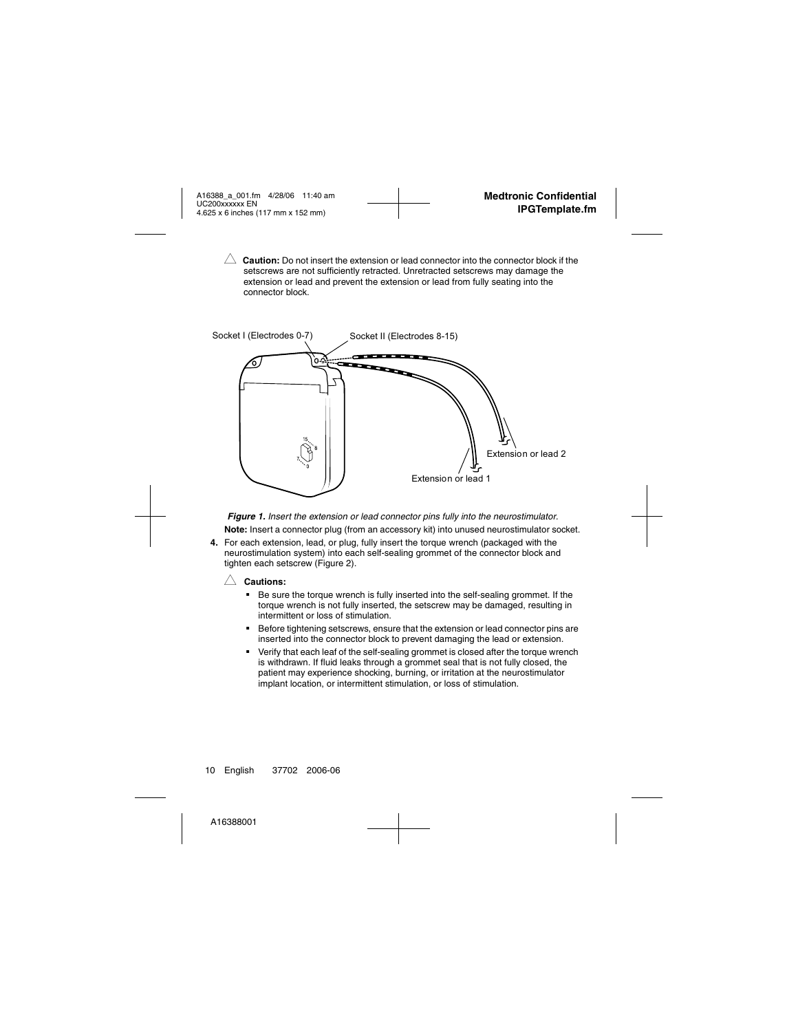⚠ **Caution:** Do not insert the extension or lead connector into the connector block if the setscrews are not sufficiently retracted. Unretracted setscrews may damage the extension or lead and prevent the extension or lead from fully seating into the connector block.

Socket I (Electrodes 0-7)

Socket II (Electrodes 8-15)

Extension or lead 2

Extension or lead 1

***Figure 1.*** *Insert the extension or lead connector pins fully into the neurostimulator.*

**Note:** Insert a connector plug (from an accessory kit) into unused neurostimulator socket.

**4.** For each extension, lead, or plug, fully insert the torque wrench (packaged with the neurostimulation system) into each self-sealing grommet of the connector block and tighten each setscrew (Figure 2).

⚠ **Cautions:**

- Be sure the torque wrench is fully inserted into the self-sealing grommet. If the torque wrench is not fully inserted, the setscrew may be damaged, resulting in intermittent or loss of stimulation.
- Before tightening setscrews, ensure that the extension or lead connector pins are inserted into the connector block to prevent damaging the lead or extension.
- Verify that each leaf of the self-sealing grommet is closed after the torque wrench is withdrawn. If fluid leaks through a grommet seal that is not fully closed, the patient may experience shocking, burning, or irritation at the neurostimulator implant location, or intermittent stimulation, or loss of stimulation.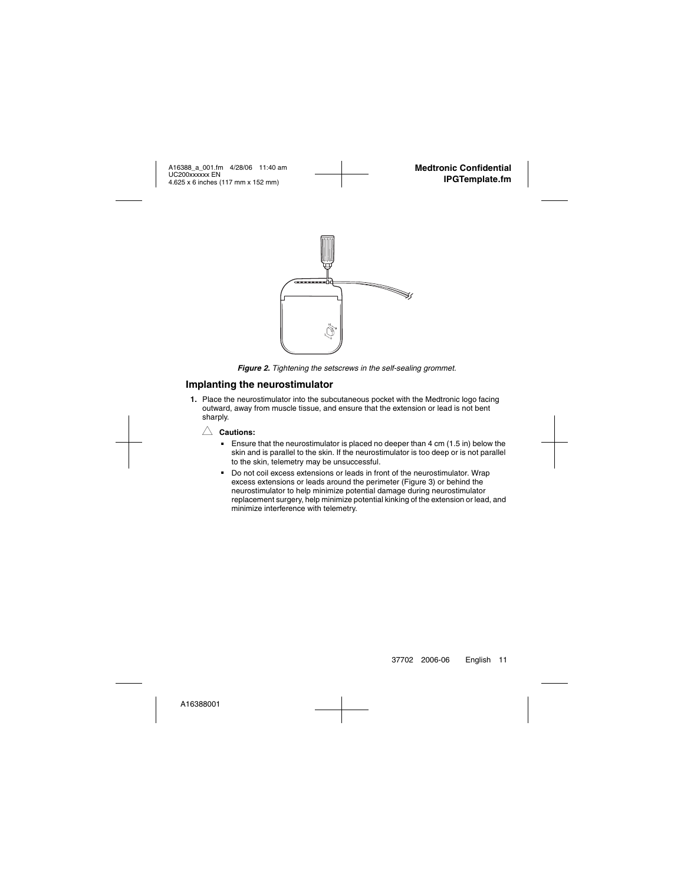*Figure 2. Tightening the setscrews in the self-sealing grommet.*

## Implanting the neurostimulator

1. Place the neurostimulator into the subcutaneous pocket with the Medtronic logo facing outward, away from muscle tissue, and ensure that the extension or lead is not bent sharply.

   △ **Cautions:**

   - Ensure that the neurostimulator is placed no deeper than 4 cm (1.5 in) below the skin and is parallel to the skin. If the neurostimulator is too deep or is not parallel to the skin, telemetry may be unsuccessful.
   - Do not coil excess extensions or leads in front of the neurostimulator. Wrap excess extensions or leads around the perimeter (Figure 3) or behind the neurostimulator to help minimize potential damage during neurostimulator replacement surgery, help minimize potential kinking of the extension or lead, and minimize interference with telemetry.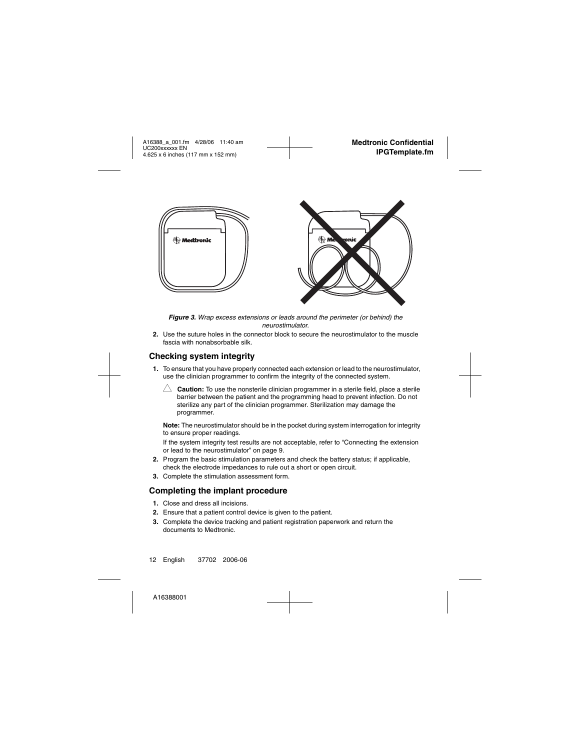*Figure 3. Wrap excess extensions or leads around the perimeter (or behind) the neurostimulator.*

2. Use the suture holes in the connector block to secure the neurostimulator to the muscle fascia with nonabsorbable silk.

## Checking system integrity

1. To ensure that you have properly connected each extension or lead to the neurostimulator, use the clinician programmer to confirm the integrity of the connected system.

   △ **Caution:** To use the nonsterile clinician programmer in a sterile field, place a sterile barrier between the patient and the programming head to prevent infection. Do not sterilize any part of the clinician programmer. Sterilization may damage the programmer.

   **Note:** The neurostimulator should be in the pocket during system interrogation for integrity to ensure proper readings.

   If the system integrity test results are not acceptable, refer to "Connecting the extension or lead to the neurostimulator" on page 9.

2. Program the basic stimulation parameters and check the battery status; if applicable, check the electrode impedances to rule out a short or open circuit.
3. Complete the stimulation assessment form.

## Completing the implant procedure

1. Close and dress all incisions.
2. Ensure that a patient control device is given to the patient.
3. Complete the device tracking and patient registration paperwork and return the documents to Medtronic.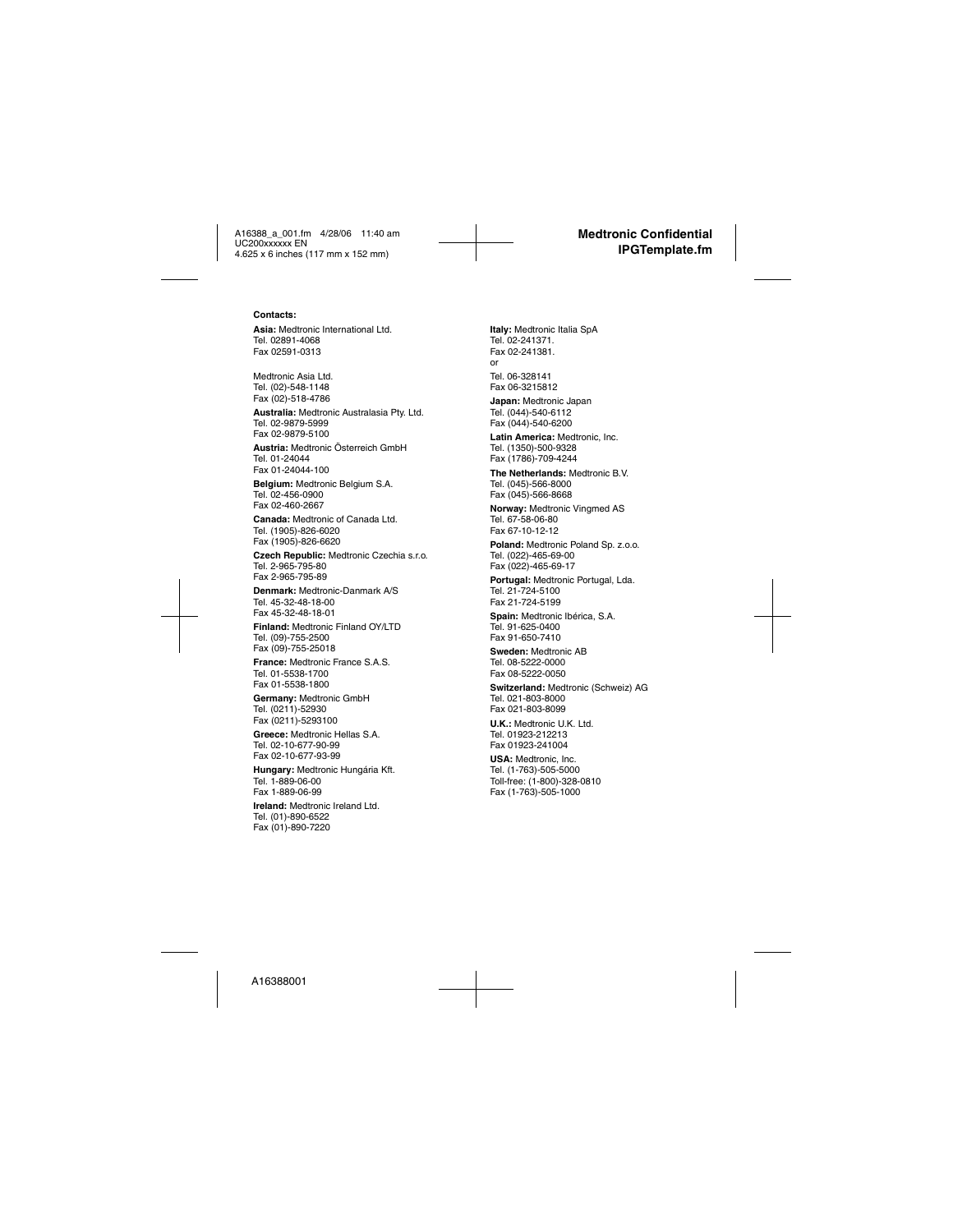**Contacts:**

**Asia:** Medtronic International Ltd.
Tel. 02891-4068
Fax 02591-0313

Medtronic Asia Ltd.
Tel. (02)-548-1148
Fax (02)-518-4786

**Australia:** Medtronic Australasia Pty. Ltd.
Tel. 02-9879-5999
Fax 02-9879-5100

**Austria:** Medtronic Österreich GmbH
Tel. 01-24044
Fax 01-24044-100

**Belgium:** Medtronic Belgium S.A.
Tel. 02-456-0900
Fax 02-460-2667

**Canada:** Medtronic of Canada Ltd.
Tel. (1905)-826-6020
Fax (1905)-826-6620

**Czech Republic:** Medtronic Czechia s.r.o.
Tel. 2-965-795-80
Fax 2-965-795-89

**Denmark:** Medtronic-Danmark A/S
Tel. 45-32-48-18-00
Fax 45-32-48-18-01

**Finland:** Medtronic Finland OY/LTD
Tel. (09)-755-2500
Fax (09)-755-25018

**France:** Medtronic France S.A.S.
Tel. 01-5538-1700
Fax 01-5538-1800

**Germany:** Medtronic GmbH
Tel. (0211)-52930
Fax (0211)-5293100

**Greece:** Medtronic Hellas S.A.
Tel. 02-10-677-90-99
Fax 02-10-677-93-99

**Hungary:** Medtronic Hungária Kft.
Tel. 1-889-06-00
Fax 1-889-06-99

**Ireland:** Medtronic Ireland Ltd.
Tel. (01)-890-6522
Fax (01)-890-7220

**Italy:** Medtronic Italia SpA
Tel. 02-241371.
Fax 02-241381.
or
Tel. 06-328141
Fax 06-3215812

**Japan:** Medtronic Japan
Tel. (044)-540-6112
Fax (044)-540-6200

**Latin America:** Medtronic, Inc.
Tel. (1350)-500-9328
Fax (1786)-709-4244

**The Netherlands:** Medtronic B.V.
Tel. (045)-566-8000
Fax (045)-566-8668

**Norway:** Medtronic Vingmed AS
Tel. 67-58-06-80
Fax 67-10-12-12

**Poland:** Medtronic Poland Sp. z.o.o.
Tel. (022)-465-69-00
Fax (022)-465-69-17

**Portugal:** Medtronic Portugal, Lda.
Tel. 21-724-5100
Fax 21-724-5199

**Spain:** Medtronic Ibérica, S.A.
Tel. 91-625-0400
Fax 91-650-7410

**Sweden:** Medtronic AB
Tel. 08-5222-0000
Fax 08-5222-0050

**Switzerland:** Medtronic (Schweiz) AG
Tel. 021-803-8000
Fax 021-803-8099

**U.K.:** Medtronic U.K. Ltd.
Tel. 01923-212213
Fax 01923-241004

**USA:** Medtronic, Inc.
Tel. (1-763)-505-5000
Toll-free: (1-800)-328-0810
Fax (1-763)-505-1000

A16388001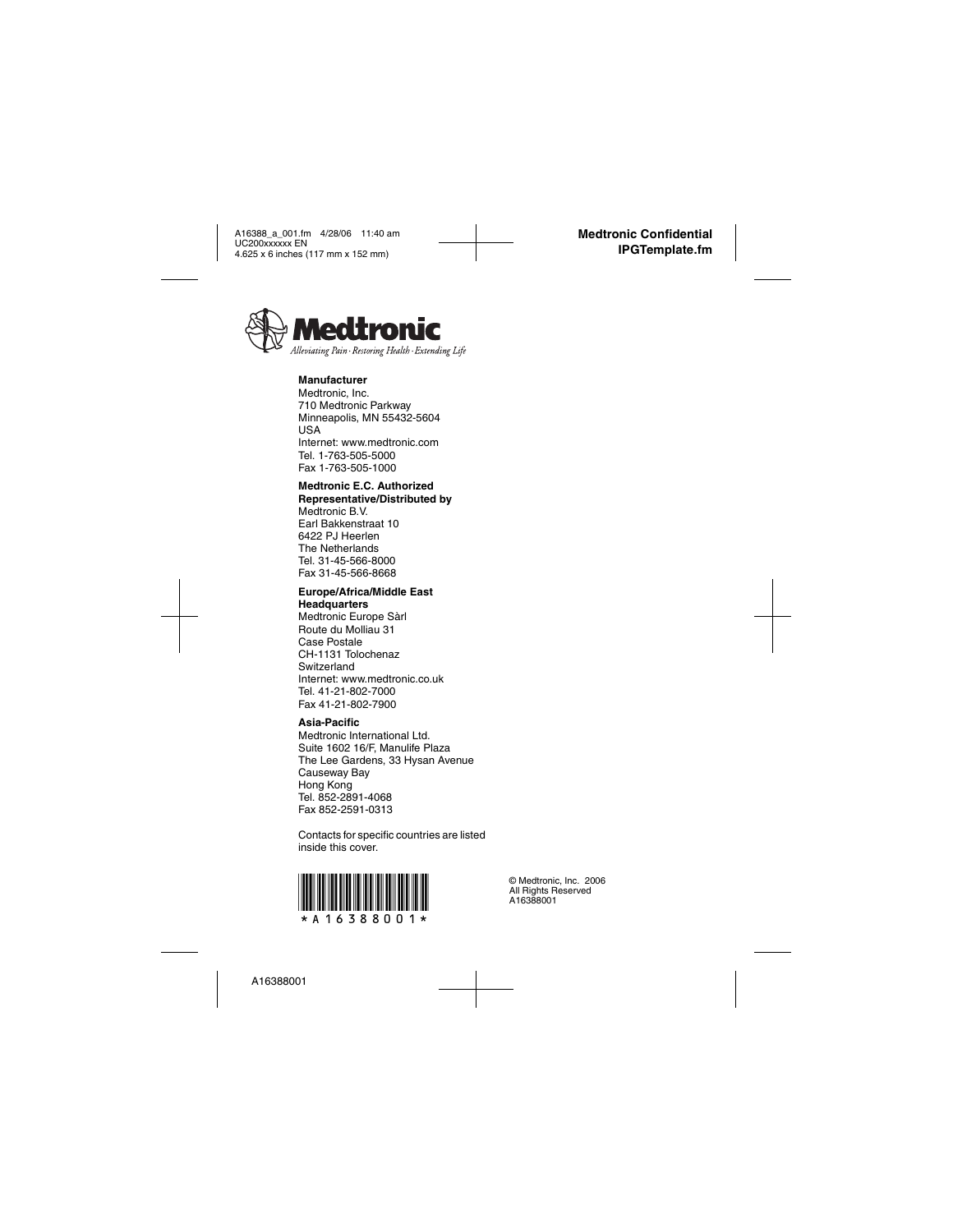Medtronic

*Alleviating Pain · Restoring Health · Extending Life*

**Manufacturer**
Medtronic, Inc.
710 Medtronic Parkway
Minneapolis, MN 55432-5604
USA
Internet: www.medtronic.com
Tel. 1-763-505-5000
Fax 1-763-505-1000

**Medtronic E.C. Authorized Representative/Distributed by**
Medtronic B.V.
Earl Bakkenstraat 10
6422 PJ Heerlen
The Netherlands
Tel. 31-45-566-8000
Fax 31-45-566-8668

**Europe/Africa/Middle East Headquarters**
Medtronic Europe Sàrl
Route du Molliau 31
Case Postale
CH-1131 Tolochenaz
Switzerland
Internet: www.medtronic.co.uk
Tel. 41-21-802-7000
Fax 41-21-802-7900

**Asia-Pacific**
Medtronic International Ltd.
Suite 1602 16/F, Manulife Plaza
The Lee Gardens, 33 Hysan Avenue
Causeway Bay
Hong Kong
Tel. 852-2891-4068
Fax 852-2591-0313

Contacts for specific countries are listed inside this cover.

*A16388001*

© Medtronic, Inc. 2006
All Rights Reserved
A16388001

A16388001